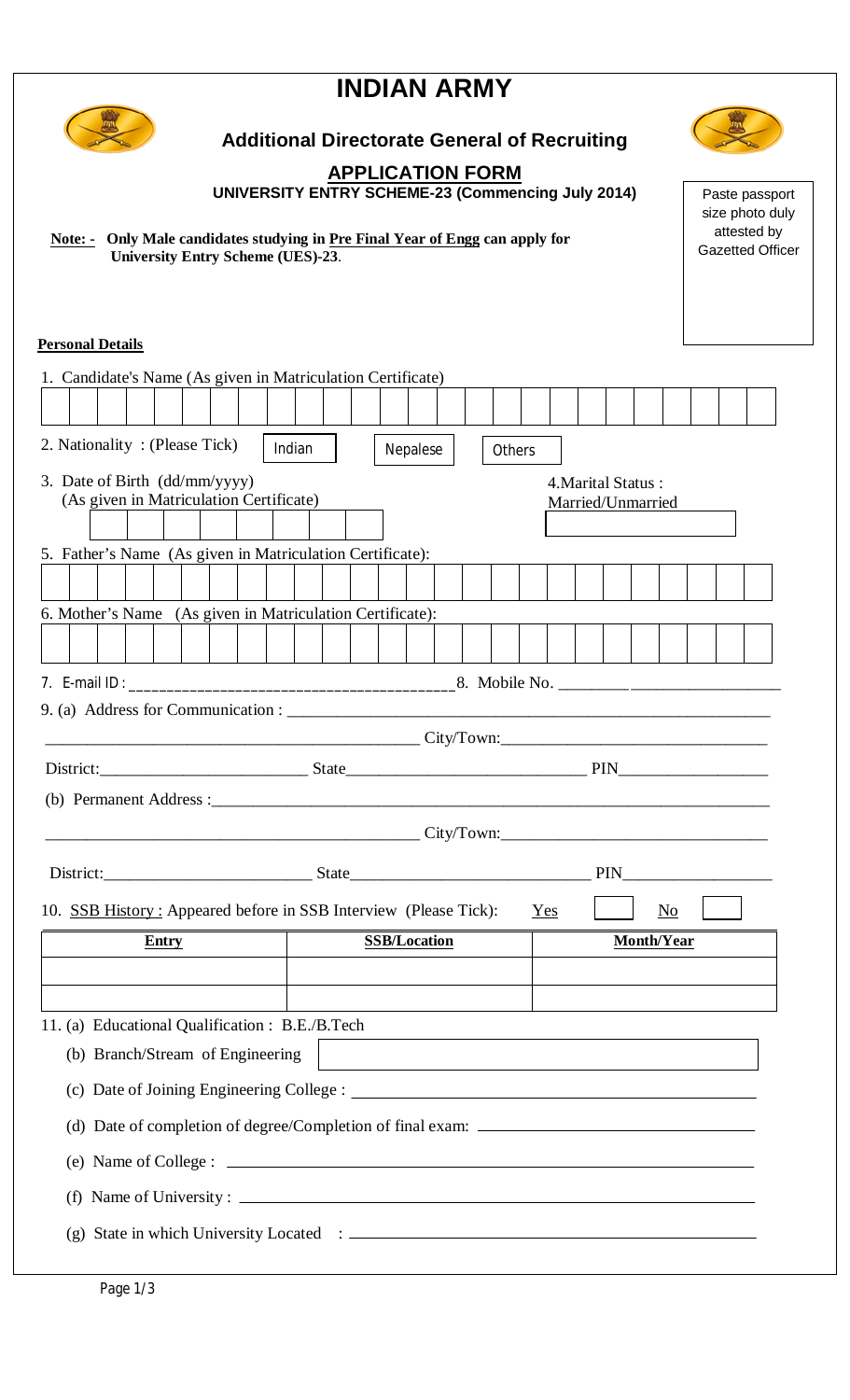# INDIAN ARMY

## Additional Directorate General of Recruiting

## APPLICATION FORM

**UNIVERSITY ENTRY SCHEME-23 (Commencing July 2014)**

Paste passport size photo duly attested by Gazetted Officer

**Note: - Only Male candidates studying in Pre Final Year of Engg can apply for University Entry Scheme (UES)-23.**

**Personal Details**

1. Candidate's Name (As given in Matriculation Certificate)

| | | | | | | | | | | | | | | | | | | | | | | | | |
|---|---|---|---|---|---|---|---|---|---|---|---|---|---|---|---|---|---|---|---|---|---|---|---|---|
| | | | | | | | | | | | | | | | | | | | | | | | | |

2. Nationality : (Please Tick) Indian Nepalese Others

3. Date of Birth (dd/mm/yyyy) (As given in Matriculation Certificate)

4. Marital Status : Married/Unmarried

5. Father's Name (As given in Matriculation Certificate):

| | | | | | | | | | | | | | | | | | | | | | | | | |
|---|---|---|---|---|---|---|---|---|---|---|---|---|---|---|---|---|---|---|---|---|---|---|---|---|
| | | | | | | | | | | | | | | | | | | | | | | | | |

6. Mother's Name (As given in Matriculation Certificate):

| | | | | | | | | | | | | | | | | | | | | | | | | |
|---|---|---|---|---|---|---|---|---|---|---|---|---|---|---|---|---|---|---|---|---|---|---|---|---|
| | | | | | | | | | | | | | | | | | | | | | | | | |

7. E-mail ID : ________________________________________ 8. Mobile No. __________________________

9. (a) Address for Communication : ______________________________________________________________

_____________________________________________ City/Town:_______________________________

District:________________________ State___________________________ PIN_________________

(b) Permanent Address :_________________________________________________________________

_____________________________________________ City/Town:_______________________________

District:________________________ State___________________________ PIN_________________

10. SSB History : Appeared before in SSB Interview (Please Tick): Yes [ ] No [ ]

| Entry | SSB/Location | Month/Year |
|---|---|---|
| | | |
| | | |

11. (a) Educational Qualification : B.E./B.Tech

(b) Branch/Stream of Engineering

(c) Date of Joining Engineering College : ______________________________________________

(d) Date of completion of degree/Completion of final exam: ______________________________

(e) Name of College : ___________________________________________________________

(f) Name of University : _________________________________________________________

(g) State in which University Located : __________________________________________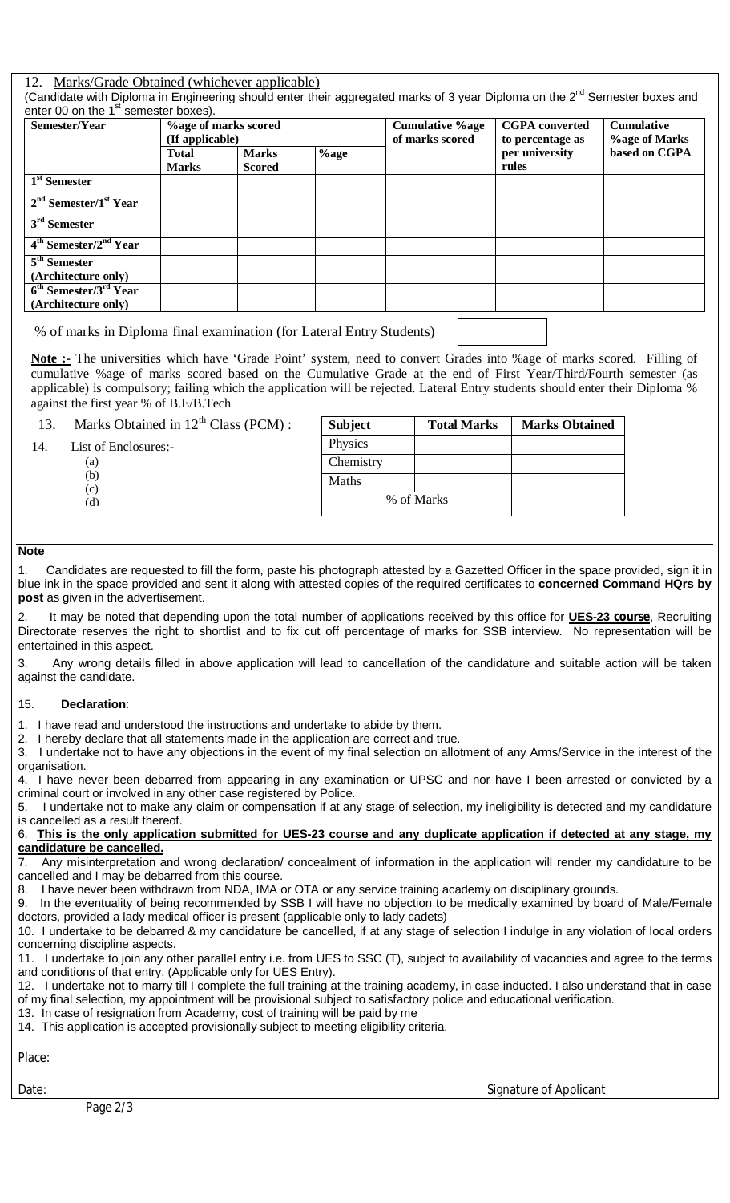12. Marks/Grade Obtained (whichever applicable)

(Candidate with Diploma in Engineering should enter their aggregated marks of 3 year Diploma on the 2nd Semester boxes and enter 00 on the 1st semester boxes).

| Semester/Year | %age of marks scored (If applicable) | | | Cumulative %age of marks scored | CGPA converted to percentage as per university rules | Cumulative %age of Marks based on CGPA |
|---|---|---|---|---|---|---|
| | Total Marks | Marks Scored | %age | | | |
| 1st Semester | | | | | | |
| 2nd Semester/1st Year | | | | | | |
| 3rd Semester | | | | | | |
| 4th Semester/2nd Year | | | | | | |
| 5th Semester (Architecture only) | | | | | | |
| 6th Semester/3rd Year (Architecture only) | | | | | | |

% of marks in Diploma final examination (for Lateral Entry Students) [ ]

**Note :-** The universities which have 'Grade Point' system, need to convert Grades into %age of marks scored. Filling of cumulative %age of marks scored based on the Cumulative Grade at the end of First Year/Third/Fourth semester (as applicable) is compulsory; failing which the application will be rejected. Lateral Entry students should enter their Diploma % against the first year % of B.E/B.Tech

13. Marks Obtained in 12th Class (PCM) :

| Subject | Total Marks | Marks Obtained |
|---|---|---|
| Physics | | |
| Chemistry | | |
| Maths | | |
| % of Marks | | |

14. List of Enclosures:-
    - (a)
    - (b)
    - (c)
    - (d)

**Note**

1. Candidates are requested to fill the form, paste his photograph attested by a Gazetted Officer in the space provided, sign it in blue ink in the space provided and sent it along with attested copies of the required certificates to **concerned Command HQrs by post** as given in the advertisement.

2. It may be noted that depending upon the total number of applications received by this office for **UES-23 course**, Recruiting Directorate reserves the right to shortlist and to fix cut off percentage of marks for SSB interview. No representation will be entertained in this aspect.

3. Any wrong details filled in above application will lead to cancellation of the candidature and suitable action will be taken against the candidate.

15. **Declaration**:

1. I have read and understood the instructions and undertake to abide by them.
2. I hereby declare that all statements made in the application are correct and true.
3. I undertake not to have any objections in the event of my final selection on allotment of any Arms/Service in the interest of the organisation.
4. I have never been debarred from appearing in any examination or UPSC and nor have I been arrested or convicted by a criminal court or involved in any other case registered by Police.
5. I undertake not to make any claim or compensation if at any stage of selection, my ineligibility is detected and my candidature is cancelled as a result thereof.
6. **This is the only application submitted for UES-23 course and any duplicate application if detected at any stage, my candidature be cancelled.**
7. Any misinterpretation and wrong declaration/ concealment of information in the application will render my candidature to be cancelled and I may be debarred from this course.
8. I have never been withdrawn from NDA, IMA or OTA or any service training academy on disciplinary grounds.
9. In the eventuality of being recommended by SSB I will have no objection to be medically examined by board of Male/Female doctors, provided a lady medical officer is present (applicable only to lady cadets)
10. I undertake to be debarred & my candidature be cancelled, if at any stage of selection I indulge in any violation of local orders concerning discipline aspects.
11. I undertake to join any other parallel entry i.e. from UES to SSC (T), subject to availability of vacancies and agree to the terms and conditions of that entry. (Applicable only for UES Entry).
12. I undertake not to marry till I complete the full training at the training academy, in case inducted. I also understand that in case of my final selection, my appointment will be provisional subject to satisfactory police and educational verification.
13. In case of resignation from Academy, cost of training will be paid by me
14. This application is accepted provisionally subject to meeting eligibility criteria.

Place:

Date: Signature of Applicant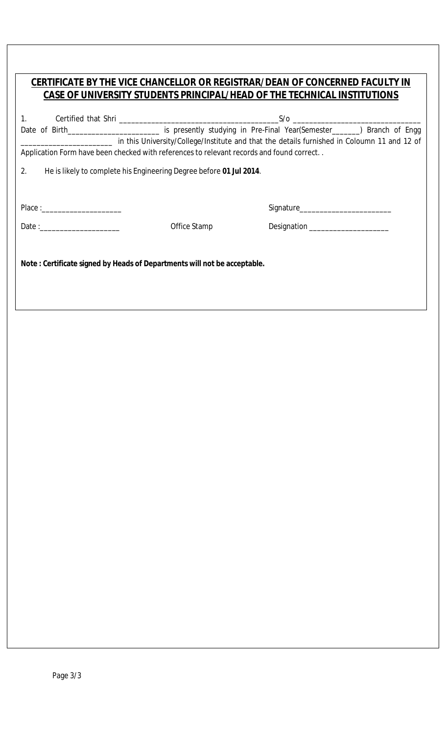## CERTIFICATE BY THE VICE CHANCELLOR OR REGISTRAR/DEAN OF CONCERNED FACULTY IN CASE OF UNIVERSITY STUDENTS PRINCIPAL/HEAD OF THE TECHNICAL INSTITUTIONS

1. Certified that Shri ________________________________________S/o ________________________________ Date of Birth______________________ is presently studying in Pre-Final Year(Semester_______) Branch of Engg ______________________ in this University/College/Institute and that the details furnished in Coloumn 11 and 12 of Application Form have been checked with references to relevant records and found correct. .

2. He is likely to complete his Engineering Degree before **01 Jul 2014**.

Place :____________________

Signature_______________________

Date :____________________

Office Stamp

Designation ____________________

**Note : Certificate signed by Heads of Departments will not be acceptable.**